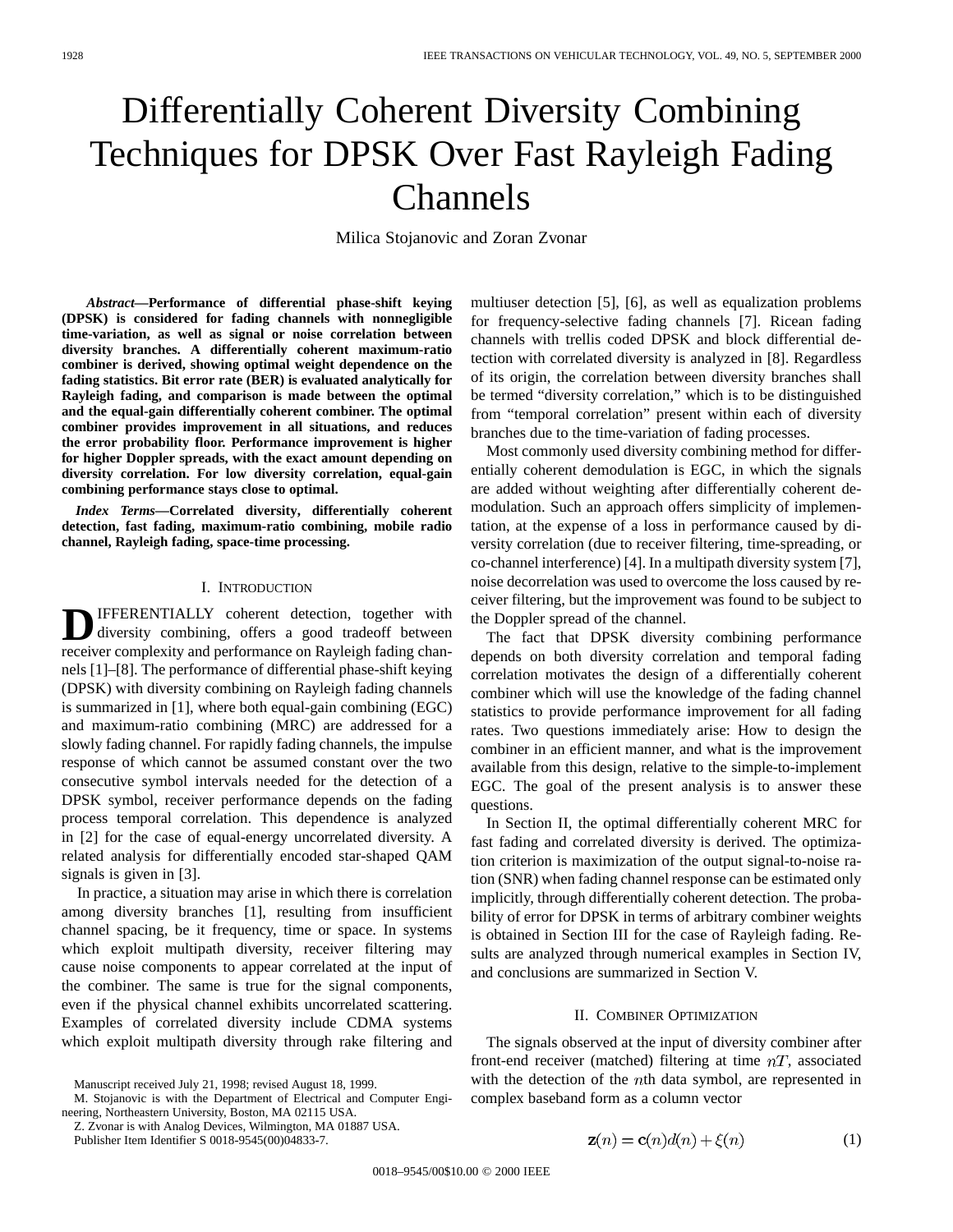# Differentially Coherent Diversity Combining Techniques for DPSK Over Fast Rayleigh Fading Channels

Milica Stojanovic and Zoran Zvonar

***Abstract*—Performance of differential phase-shift keying (DPSK) is considered for fading channels with nonnegligible time-variation, as well as signal or noise correlation between diversity branches. A differentially coherent maximum-ratio combiner is derived, showing optimal weight dependence on the fading statistics. Bit error rate (BER) is evaluated analytically for Rayleigh fading, and comparison is made between the optimal and the equal-gain differentially coherent combiner. The optimal combiner provides improvement in all situations, and reduces the error probability floor. Performance improvement is higher for higher Doppler spreads, with the exact amount depending on diversity correlation. For low diversity correlation, equal-gain combining performance stays close to optimal.**

***Index Terms*—Correlated diversity, differentially coherent detection, fast fading, maximum-ratio combining, mobile radio channel, Rayleigh fading, space-time processing.**

## I. Introduction

Differentially coherent detection, together with diversity combining, offers a good tradeoff between receiver complexity and performance on Rayleigh fading channels [1]–[8]. The performance of differential phase-shift keying (DPSK) with diversity combining on Rayleigh fading channels is summarized in [1], where both equal-gain combining (EGC) and maximum-ratio combining (MRC) are addressed for a slowly fading channel. For rapidly fading channels, the impulse response of which cannot be assumed constant over the two consecutive symbol intervals needed for the detection of a DPSK symbol, receiver performance depends on the fading process temporal correlation. This dependence is analyzed in [2] for the case of equal-energy uncorrelated diversity. A related analysis for differentially encoded star-shaped QAM signals is given in [3].

In practice, a situation may arise in which there is correlation among diversity branches [1], resulting from insufficient channel spacing, be it frequency, time or space. In systems which exploit multipath diversity, receiver filtering may cause noise components to appear correlated at the input of the combiner. The same is true for the signal components, even if the physical channel exhibits uncorrelated scattering. Examples of correlated diversity include CDMA systems which exploit multipath diversity through rake filtering and multiuser detection [5], [6], as well as equalization problems for frequency-selective fading channels [7]. Ricean fading channels with trellis coded DPSK and block differential detection with correlated diversity is analyzed in [8]. Regardless of its origin, the correlation between diversity branches shall be termed "diversity correlation," which is to be distinguished from "temporal correlation" present within each of diversity branches due to the time-variation of fading processes.

Most commonly used diversity combining method for differentially coherent demodulation is EGC, in which the signals are added without weighting after differentially coherent demodulation. Such an approach offers simplicity of implementation, at the expense of a loss in performance caused by diversity correlation (due to receiver filtering, time-spreading, or co-channel interference) [4]. In a multipath diversity system [7], noise decorrelation was used to overcome the loss caused by receiver filtering, but the improvement was found to be subject to the Doppler spread of the channel.

The fact that DPSK diversity combining performance depends on both diversity correlation and temporal fading correlation motivates the design of a differentially coherent combiner which will use the knowledge of the fading channel statistics to provide performance improvement for all fading rates. Two questions immediately arise: How to design the combiner in an efficient manner, and what is the improvement available from this design, relative to the simple-to-implement EGC. The goal of the present analysis is to answer these questions.

In Section II, the optimal differentially coherent MRC for fast fading and correlated diversity is derived. The optimization criterion is maximization of the output signal-to-noise ratio (SNR) when fading channel response can be estimated only implicitly, through differentially coherent detection. The probability of error for DPSK in terms of arbitrary combiner weights is obtained in Section III for the case of Rayleigh fading. Results are analyzed through numerical examples in Section IV, and conclusions are summarized in Section V.

## II. Combiner Optimization

The signals observed at the input of diversity combiner after front-end receiver (matched) filtering at time $nT$, associated with the detection of the $n$th data symbol, are represented in complex baseband form as a column vector

$$\mathbf{z}(n) = \mathbf{c}(n)d(n) + \xi(n) \tag{1}$$

Manuscript received July 21, 1998; revised August 18, 1999.

M. Stojanovic is with the Department of Electrical and Computer Engineering, Northeastern University, Boston, MA 02115 USA.

Z. Zvonar is with Analog Devices, Wilmington, MA 01887 USA.

Publisher Item Identifier S 0018-9545(00)04833-7.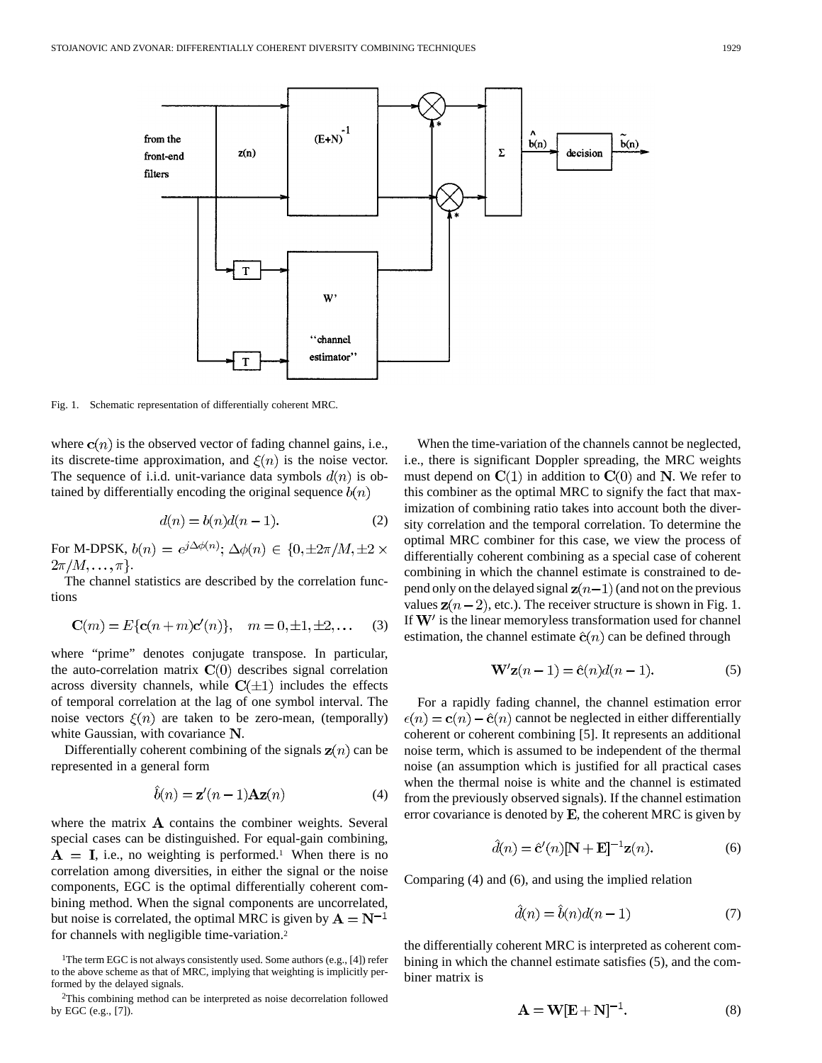Fig. 1. Schematic representation of differentially coherent MRC.

where $\mathbf{c}(n)$ is the observed vector of fading channel gains, i.e., its discrete-time approximation, and $\xi(n)$ is the noise vector. The sequence of i.i.d. unit-variance data symbols $d(n)$ is obtained by differentially encoding the original sequence $b(n)$

$$d(n) = b(n)d(n-1). \tag{2}$$

For M-DPSK, $b(n) = e^{j\Delta\phi(n)}$; $\Delta\phi(n) \in \{0, \pm 2\pi/M, \pm 2 \times 2\pi/M, \ldots, \pi\}$.

The channel statistics are described by the correlation functions

$$\mathbf{C}(m) = E\{\mathbf{c}(n+m)\mathbf{c}'(n)\}, \quad m = 0, \pm 1, \pm 2, \ldots \tag{3}$$

where "prime" denotes conjugate transpose. In particular, the auto-correlation matrix $\mathbf{C}(0)$ describes signal correlation across diversity channels, while $\mathbf{C}(\pm 1)$ includes the effects of temporal correlation at the lag of one symbol interval. The noise vectors $\xi(n)$ are taken to be zero-mean, (temporally) white Gaussian, with covariance $\mathbf{N}$.

Differentially coherent combining of the signals $\mathbf{z}(n)$ can be represented in a general form

$$\hat{b}(n) = \mathbf{z}'(n-1)\mathbf{A}\mathbf{z}(n) \tag{4}$$

where the matrix $\mathbf{A}$ contains the combiner weights. Several special cases can be distinguished. For equal-gain combining, $\mathbf{A} = \mathbf{I}$, i.e., no weighting is performed.[1] When there is no correlation among diversities, in either the signal or the noise components, EGC is the optimal differentially coherent combining method. When the signal components are uncorrelated, but noise is correlated, the optimal MRC is given by $\mathbf{A} = \mathbf{N}^{-1}$ for channels with negligible time-variation.[2]

When the time-variation of the channels cannot be neglected, i.e., there is significant Doppler spreading, the MRC weights must depend on $\mathbf{C}(1)$ in addition to $\mathbf{C}(0)$ and $\mathbf{N}$. We refer to this combiner as the optimal MRC to signify the fact that maximization of combining ratio takes into account both the diversity correlation and the temporal correlation. To determine the optimal MRC combiner for this case, we view the process of differentially coherent combining as a special case of coherent combining in which the channel estimate is constrained to depend only on the delayed signal $\mathbf{z}(n-1)$ (and not on the previous values $\mathbf{z}(n-2)$, etc.). The receiver structure is shown in Fig. 1. If $\mathbf{W}'$ is the linear memoryless transformation used for channel estimation, the channel estimate $\hat{\mathbf{c}}(n)$ can be defined through

$$\mathbf{W}'\mathbf{z}(n-1) = \hat{\mathbf{c}}(n)d(n-1). \tag{5}$$

For a rapidly fading channel, the channel estimation error $\epsilon(n) = \mathbf{c}(n) - \hat{\mathbf{c}}(n)$ cannot be neglected in either differentially coherent or coherent combining [5]. It represents an additional noise term, which is assumed to be independent of the thermal noise (an assumption which is justified for all practical cases when the thermal noise is white and the channel is estimated from the previously observed signals). If the channel estimation error covariance is denoted by $\mathbf{E}$, the coherent MRC is given by

$$\hat{d}(n) = \hat{\mathbf{c}}'(n)[\mathbf{N} + \mathbf{E}]^{-1}\mathbf{z}(n). \tag{6}$$

Comparing (4) and (6), and using the implied relation

$$\hat{d}(n) = \hat{b}(n)d(n-1) \tag{7}$$

the differentially coherent MRC is interpreted as coherent combining in which the channel estimate satisfies (5), and the combiner matrix is

$$\mathbf{A} = \mathbf{W}[\mathbf{E} + \mathbf{N}]^{-1}. \tag{8}$$

[1] The term EGC is not always consistently used. Some authors (e.g., [4]) refer to the above scheme as that of MRC, implying that weighting is implicitly performed by the delayed signals.

[2] This combining method can be interpreted as noise decorrelation followed by EGC (e.g., [7]).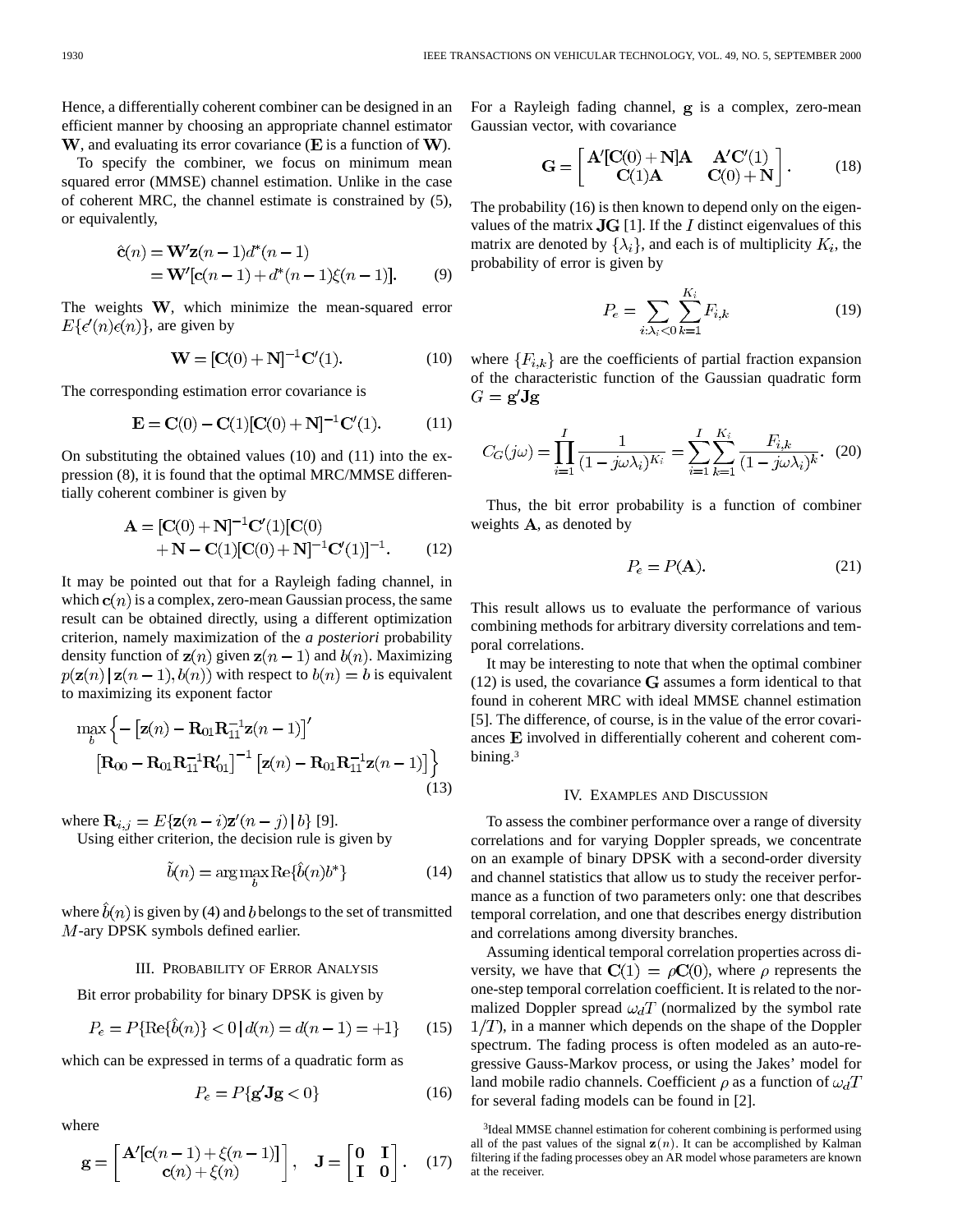Hence, a differentially coherent combiner can be designed in an efficient manner by choosing an appropriate channel estimator $\mathbf{W}$, and evaluating its error covariance ($\mathbf{E}$ is a function of $\mathbf{W}$).

To specify the combiner, we focus on minimum mean squared error (MMSE) channel estimation. Unlike in the case of coherent MRC, the channel estimate is constrained by (5), or equivalently,

$$\begin{aligned}\hat{\mathbf{c}}(n) &= \mathbf{W}'\mathbf{z}(n-1)d^*(n-1) \\ &= \mathbf{W}'[\mathbf{c}(n-1) + d^*(n-1)\xi(n-1)]. \end{aligned} \tag{9}$$

The weights $\mathbf{W}$, which minimize the mean-squared error $E\{\epsilon'(n)\epsilon(n)\}$, are given by

$$\mathbf{W} = [\mathbf{C}(0) + \mathbf{N}]^{-1}\mathbf{C}'(1). \tag{10}$$

The corresponding estimation error covariance is

$$\mathbf{E} = \mathbf{C}(0) - \mathbf{C}(1)[\mathbf{C}(0) + \mathbf{N}]^{-1}\mathbf{C}'(1). \tag{11}$$

On substituting the obtained values (10) and (11) into the expression (8), it is found that the optimal MRC/MMSE differentially coherent combiner is given by

$$\begin{aligned}\mathbf{A} = [\mathbf{C}(0) + \mathbf{N}]^{-1}\mathbf{C}'(1)[\mathbf{C}(0) \\ + \mathbf{N} - \mathbf{C}(1)[\mathbf{C}(0) + \mathbf{N}]^{-1}\mathbf{C}'(1)]^{-1}. \end{aligned} \tag{12}$$

It may be pointed out that for a Rayleigh fading channel, in which $\mathbf{c}(n)$ is a complex, zero-mean Gaussian process, the same result can be obtained directly, using a different optimization criterion, namely maximization of the *a posteriori* probability density function of $\mathbf{z}(n)$ given $\mathbf{z}(n-1)$ and $b(n)$. Maximizing $p(\mathbf{z}(n) \,|\, \mathbf{z}(n-1), b(n))$ with respect to $b(n) = b$ is equivalent to maximizing its exponent factor

$$\begin{aligned}\max_b \Big\{ -\left[\mathbf{z}(n) - \mathbf{R}_{01}\mathbf{R}_{11}^{-1}\mathbf{z}(n-1)\right]' \\ \left[\mathbf{R}_{00} - \mathbf{R}_{01}\mathbf{R}_{11}^{-1}\mathbf{R}_{01}'\right]^{-1}\left[\mathbf{z}(n) - \mathbf{R}_{01}\mathbf{R}_{11}^{-1}\mathbf{z}(n-1)\right]\Big\} \end{aligned} \tag{13}$$

where $\mathbf{R}_{i,j} = E\{\mathbf{z}(n-i)\mathbf{z}'(n-j) \,|\, b\}$ [9].

Using either criterion, the decision rule is given by

$$\tilde{b}(n) = \arg\max_b \mathrm{Re}\{\hat{b}(n)b^*\} \tag{14}$$

where $\hat{b}(n)$ is given by (4) and $b$ belongs to the set of transmitted $M$-ary DPSK symbols defined earlier.

## III. Probability of Error Analysis

Bit error probability for binary DPSK is given by

$$P_e = P\{\mathrm{Re}\{\hat{b}(n)\} < 0 \,|\, d(n) = d(n-1) = +1\} \tag{15}$$

which can be expressed in terms of a quadratic form as

$$P_e = P\{\mathbf{g}'\mathbf{J}\mathbf{g} < 0\} \tag{16}$$

where

$$\mathbf{g} = \begin{bmatrix} \mathbf{A}'[\mathbf{c}(n-1) + \xi(n-1)] \\ \mathbf{c}(n) + \xi(n) \end{bmatrix}, \quad \mathbf{J} = \begin{bmatrix} \mathbf{0} & \mathbf{I} \\ \mathbf{I} & \mathbf{0} \end{bmatrix}. \tag{17}$$

For a Rayleigh fading channel, $\mathbf{g}$ is a complex, zero-mean Gaussian vector, with covariance

$$\mathbf{G} = \begin{bmatrix} \mathbf{A}'[\mathbf{C}(0) + \mathbf{N}]\mathbf{A} & \mathbf{A}'\mathbf{C}'(1) \\ \mathbf{C}(1)\mathbf{A} & \mathbf{C}(0) + \mathbf{N} \end{bmatrix}. \tag{18}$$

The probability (16) is then known to depend only on the eigenvalues of the matrix $\mathbf{JG}$ [1]. If the $I$ distinct eigenvalues of this matrix are denoted by $\{\lambda_i\}$, and each is of multiplicity $K_i$, the probability of error is given by

$$P_e = \sum_{i:\lambda_i < 0} \sum_{k=1}^{K_i} F_{i,k} \tag{19}$$

where $\{F_{i,k}\}$ are the coefficients of partial fraction expansion of the characteristic function of the Gaussian quadratic form $G = \mathbf{g}'\mathbf{J}\mathbf{g}$

$$C_G(j\omega) = \prod_{i=1}^{I} \frac{1}{(1 - j\omega\lambda_i)^{K_i}} = \sum_{i=1}^{I}\sum_{k=1}^{K_i} \frac{F_{i,k}}{(1 - j\omega\lambda_i)^k}. \tag{20}$$

Thus, the bit error probability is a function of combiner weights $\mathbf{A}$, as denoted by

$$P_e = P(\mathbf{A}). \tag{21}$$

This result allows us to evaluate the performance of various combining methods for arbitrary diversity correlations and temporal correlations.

It may be interesting to note that when the optimal combiner (12) is used, the covariance $\mathbf{G}$ assumes a form identical to that found in coherent MRC with ideal MMSE channel estimation [5]. The difference, of course, is in the value of the error covariances $\mathbf{E}$ involved in differentially coherent and coherent combining.[3]

## IV. Examples and Discussion

To assess the combiner performance over a range of diversity correlations and for varying Doppler spreads, we concentrate on an example of binary DPSK with a second-order diversity and channel statistics that allow us to study the receiver performance as a function of two parameters only: one that describes temporal correlation, and one that describes energy distribution and correlations among diversity branches.

Assuming identical temporal correlation properties across diversity, we have that $\mathbf{C}(1) = \rho\mathbf{C}(0)$, where $\rho$ represents the one-step temporal correlation coefficient. It is related to the normalized Doppler spread $\omega_d T$ (normalized by the symbol rate $1/T$), in a manner which depends on the shape of the Doppler spectrum. The fading process is often modeled as an auto-regressive Gauss-Markov process, or using the Jakes' model for land mobile radio channels. Coefficient $\rho$ as a function of $\omega_d T$ for several fading models can be found in [2].

[3]Ideal MMSE channel estimation for coherent combining is performed using all of the past values of the signal $\mathbf{z}(n)$. It can be accomplished by Kalman filtering if the fading processes obey an AR model whose parameters are known at the receiver.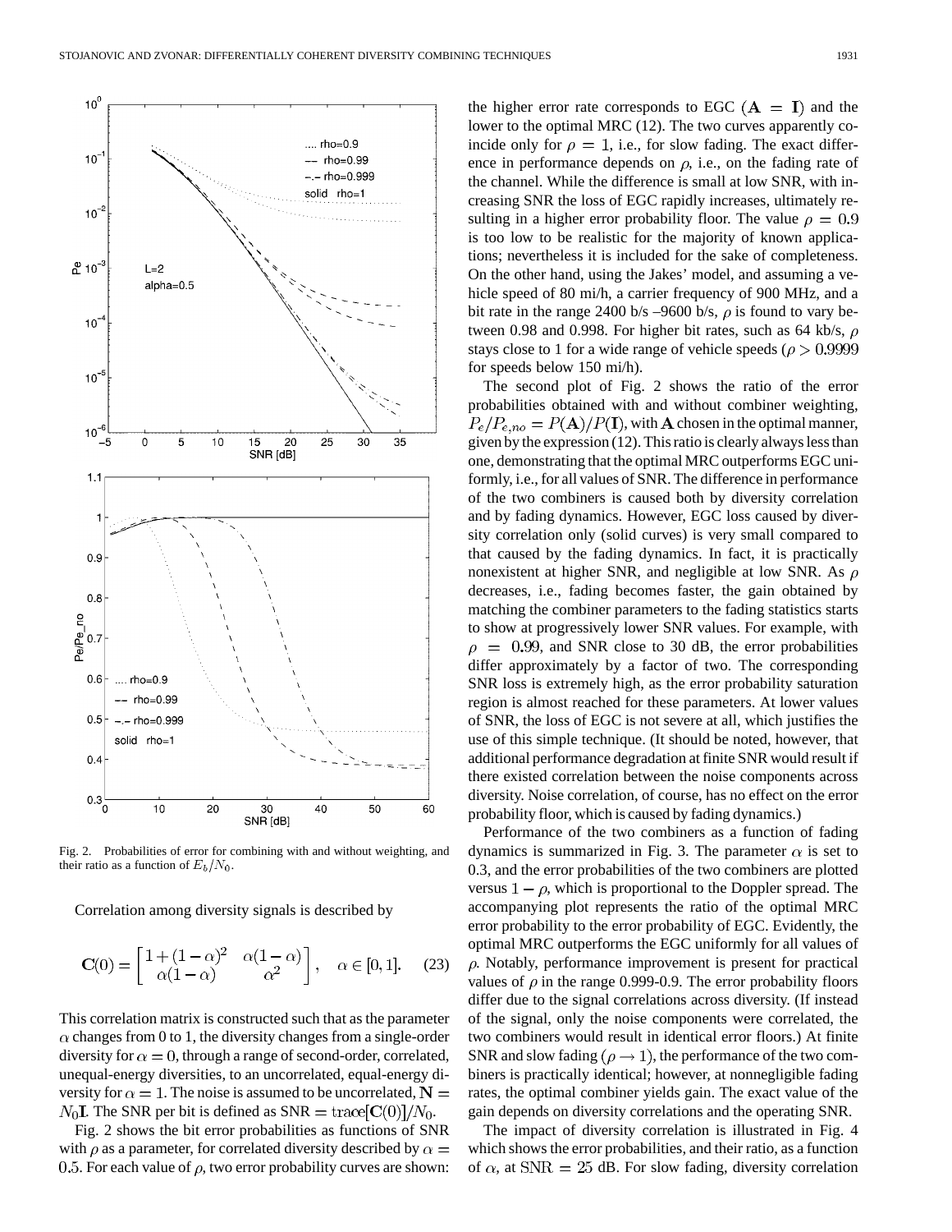Fig. 2. Probabilities of error for combining with and without weighting, and their ratio as a function of $E_b/N_0$.

Correlation among diversity signals is described by

$$\mathbf{C}(0) = \begin{bmatrix} 1+(1-\alpha)^2 & \alpha(1-\alpha) \\ \alpha(1-\alpha) & \alpha^2 \end{bmatrix}, \quad \alpha \in [0,1]. \tag{23}$$

This correlation matrix is constructed such that as the parameter $\alpha$ changes from 0 to 1, the diversity changes from a single-order diversity for $\alpha = 0$, through a range of second-order, correlated, unequal-energy diversities, to an uncorrelated, equal-energy diversity for $\alpha = 1$. The noise is assumed to be uncorrelated, $\mathbf{N} = N_0\mathbf{I}$. The SNR per bit is defined as $\text{SNR} = \text{trace}[\mathbf{C}(0)]/N_0$.

Fig. 2 shows the bit error probabilities as functions of SNR with $\rho$ as a parameter, for correlated diversity described by $\alpha = 0.5$. For each value of $\rho$, two error probability curves are shown: the higher error rate corresponds to EGC $(\mathbf{A} = \mathbf{I})$ and the lower to the optimal MRC (12). The two curves apparently coincide only for $\rho = 1$, i.e., for slow fading. The exact difference in performance depends on $\rho$, i.e., on the fading rate of the channel. While the difference is small at low SNR, with increasing SNR the loss of EGC rapidly increases, ultimately resulting in a higher error probability floor. The value $\rho = 0.9$ is too low to be realistic for the majority of known applications; nevertheless it is included for the sake of completeness. On the other hand, using the Jakes' model, and assuming a vehicle speed of 80 mi/h, a carrier frequency of 900 MHz, and a bit rate in the range 2400 b/s –9600 b/s, $\rho$ is found to vary between 0.98 and 0.998. For higher bit rates, such as 64 kb/s, $\rho$ stays close to 1 for a wide range of vehicle speeds ($\rho > 0.9999$ for speeds below 150 mi/h).

The second plot of Fig. 2 shows the ratio of the error probabilities obtained with and without combiner weighting, $P_e/P_{e,no} = P(\mathbf{A})/P(\mathbf{I})$, with $\mathbf{A}$ chosen in the optimal manner, given by the expression (12). This ratio is clearly always less than one, demonstrating that the optimal MRC outperforms EGC uniformly, i.e., for all values of SNR. The difference in performance of the two combiners is caused both by diversity correlation and by fading dynamics. However, EGC loss caused by diversity correlation only (solid curves) is very small compared to that caused by the fading dynamics. In fact, it is practically nonexistent at higher SNR, and negligible at low SNR. As $\rho$ decreases, i.e., fading becomes faster, the gain obtained by matching the combiner parameters to the fading statistics starts to show at progressively lower SNR values. For example, with $\rho = 0.99$, and SNR close to 30 dB, the error probabilities differ approximately by a factor of two. The corresponding SNR loss is extremely high, as the error probability saturation region is almost reached for these parameters. At lower values of SNR, the loss of EGC is not severe at all, which justifies the use of this simple technique. (It should be noted, however, that additional performance degradation at finite SNR would result if there existed correlation between the noise components across diversity. Noise correlation, of course, has no effect on the error probability floor, which is caused by fading dynamics.)

Performance of the two combiners as a function of fading dynamics is summarized in Fig. 3. The parameter $\alpha$ is set to 0.3, and the error probabilities of the two combiners are plotted versus $1-\rho$, which is proportional to the Doppler spread. The accompanying plot represents the ratio of the optimal MRC error probability to the error probability of EGC. Evidently, the optimal MRC outperforms the EGC uniformly for all values of $\rho$. Notably, performance improvement is present for practical values of $\rho$ in the range 0.999-0.9. The error probability floors differ due to the signal correlations across diversity. (If instead of the signal, only the noise components were correlated, the two combiners would result in identical error floors.) At finite SNR and slow fading ($\rho \to 1$), the performance of the two combiners is practically identical; however, at nonnegligible fading rates, the optimal combiner yields gain. The exact value of the gain depends on diversity correlations and the operating SNR.

The impact of diversity correlation is illustrated in Fig. 4 which shows the error probabilities, and their ratio, as a function of $\alpha$, at $\text{SNR} = 25$ dB. For slow fading, diversity correlation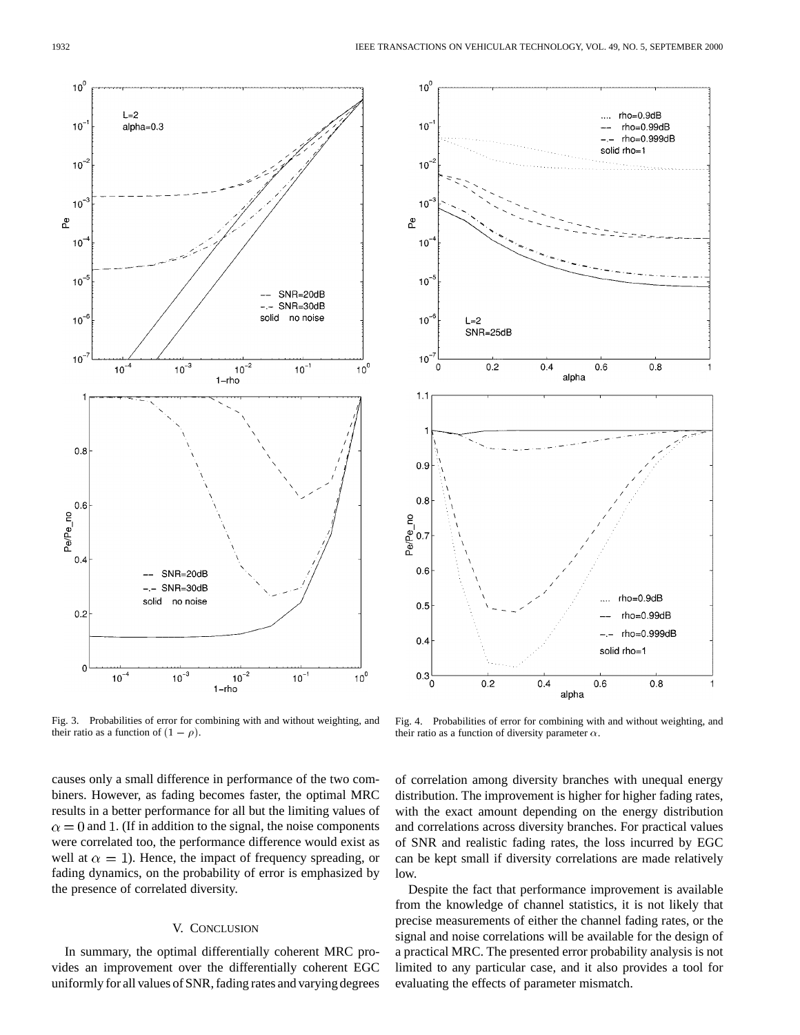Fig. 3. Probabilities of error for combining with and without weighting, and their ratio as a function of $(1 - \rho)$.

Fig. 4. Probabilities of error for combining with and without weighting, and their ratio as a function of diversity parameter $\alpha$.

causes only a small difference in performance of the two combiners. However, as fading becomes faster, the optimal MRC results in a better performance for all but the limiting values of $\alpha = 0$ and 1. (If in addition to the signal, the noise components were correlated too, the performance difference would exist as well at $\alpha = 1$). Hence, the impact of frequency spreading, or fading dynamics, on the probability of error is emphasized by the presence of correlated diversity.

## V. Conclusion

In summary, the optimal differentially coherent MRC provides an improvement over the differentially coherent EGC uniformly for all values of SNR, fading rates and varying degrees of correlation among diversity branches with unequal energy distribution. The improvement is higher for higher fading rates, with the exact amount depending on the energy distribution and correlations across diversity branches. For practical values of SNR and realistic fading rates, the loss incurred by EGC can be kept small if diversity correlations are made relatively low.

Despite the fact that performance improvement is available from the knowledge of channel statistics, it is not likely that precise measurements of either the channel fading rates, or the signal and noise correlations will be available for the design of a practical MRC. The presented error probability analysis is not limited to any particular case, and it also provides a tool for evaluating the effects of parameter mismatch.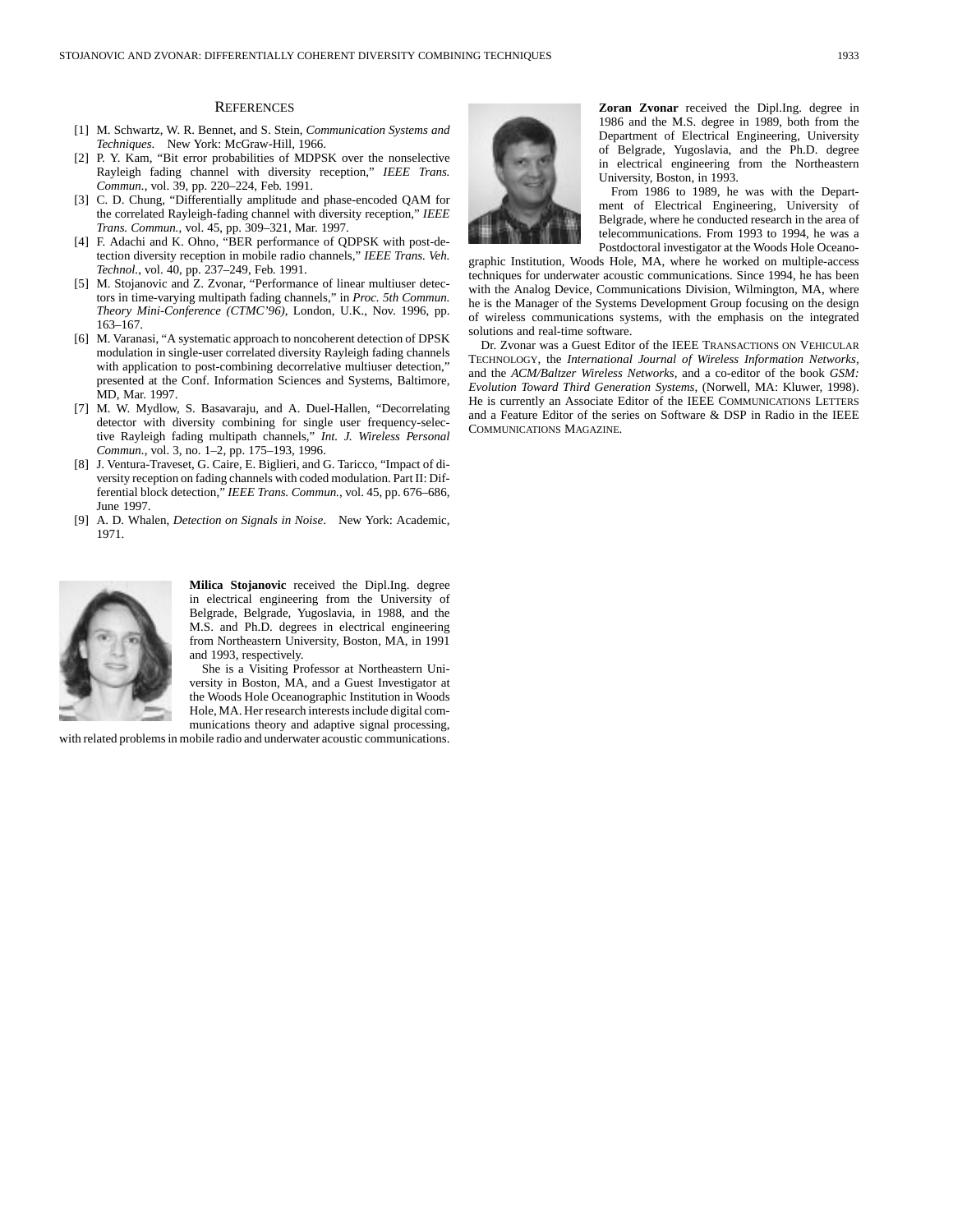## References

[1] M. Schwartz, W. R. Bennet, and S. Stein, *Communication Systems and Techniques*. New York: McGraw-Hill, 1966.

[2] P. Y. Kam, "Bit error probabilities of MDPSK over the nonselective Rayleigh fading channel with diversity reception," *IEEE Trans. Commun.*, vol. 39, pp. 220–224, Feb. 1991.

[3] C. D. Chung, "Differentially amplitude and phase-encoded QAM for the correlated Rayleigh-fading channel with diversity reception," *IEEE Trans. Commun.*, vol. 45, pp. 309–321, Mar. 1997.

[4] F. Adachi and K. Ohno, "BER performance of QDPSK with post-detection diversity reception in mobile radio channels," *IEEE Trans. Veh. Technol.*, vol. 40, pp. 237–249, Feb. 1991.

[5] M. Stojanovic and Z. Zvonar, "Performance of linear multiuser detectors in time-varying multipath fading channels," in *Proc. 5th Commun. Theory Mini-Conference (CTMC'96)*, London, U.K., Nov. 1996, pp. 163–167.

[6] M. Varanasi, "A systematic approach to noncoherent detection of DPSK modulation in single-user correlated diversity Rayleigh fading channels with application to post-combining decorrelative multiuser detection," presented at the Conf. Information Sciences and Systems, Baltimore, MD, Mar. 1997.

[7] M. W. Mydlow, S. Basavaraju, and A. Duel-Hallen, "Decorrelating detector with diversity combining for single user frequency-selective Rayleigh fading multipath channels," *Int. J. Wireless Personal Commun.*, vol. 3, no. 1–2, pp. 175–193, 1996.

[8] J. Ventura-Traveset, G. Caire, E. Biglieri, and G. Taricco, "Impact of diversity reception on fading channels with coded modulation. Part II: Differential block detection," *IEEE Trans. Commun.*, vol. 45, pp. 676–686, June 1997.

[9] A. D. Whalen, *Detection on Signals in Noise*. New York: Academic, 1971.

**Milica Stojanovic** received the Dipl.Ing. degree in electrical engineering from the University of Belgrade, Belgrade, Yugoslavia, in 1988, and the M.S. and Ph.D. degrees in electrical engineering from Northeastern University, Boston, MA, in 1991 and 1993, respectively.

She is a Visiting Professor at Northeastern University in Boston, MA, and a Guest Investigator at the Woods Hole Oceanographic Institution in Woods Hole, MA. Her research interests include digital communications theory and adaptive signal processing, with related problems in mobile radio and underwater acoustic communications.

**Zoran Zvonar** received the Dipl.Ing. degree in 1986 and the M.S. degree in 1989, both from the Department of Electrical Engineering, University of Belgrade, Yugoslavia, and the Ph.D. degree in electrical engineering from the Northeastern University, Boston, in 1993.

From 1986 to 1989, he was with the Department of Electrical Engineering, University of Belgrade, where he conducted research in the area of telecommunications. From 1993 to 1994, he was a Postdoctoral investigator at the Woods Hole Oceanographic Institution, Woods Hole, MA, where he worked on multiple-access techniques for underwater acoustic communications. Since 1994, he has been with the Analog Device, Communications Division, Wilmington, MA, where he is the Manager of the Systems Development Group focusing on the design of wireless communications systems, with the emphasis on the integrated solutions and real-time software.

Dr. Zvonar was a Guest Editor of the IEEE Transactions on Vehicular Technology, the *International Journal of Wireless Information Networks*, and the *ACM/Baltzer Wireless Networks*, and a co-editor of the book *GSM: Evolution Toward Third Generation Systems*, (Norwell, MA: Kluwer, 1998). He is currently an Associate Editor of the IEEE Communications Letters and a Feature Editor of the series on Software & DSP in Radio in the IEEE Communications Magazine.